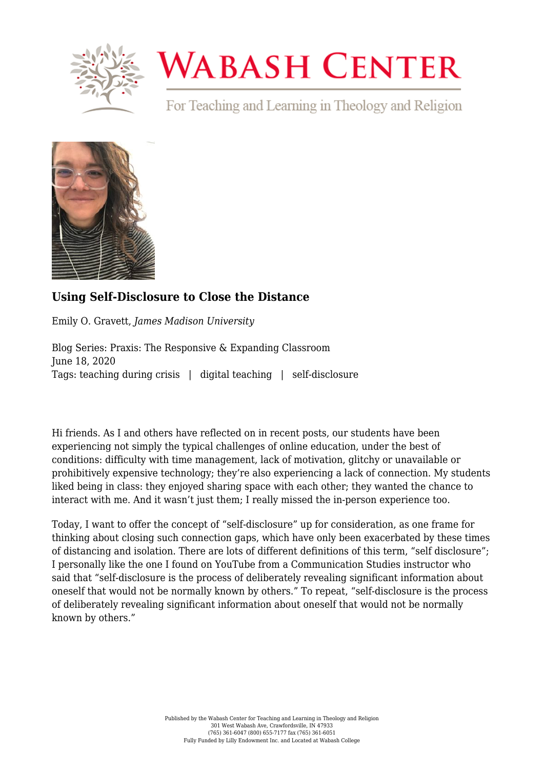# Wabash Center

For Teaching and Learning in Theology and Religion

## Using Self-Disclosure to Close the Distance

Emily O. Gravett, *James Madison University*

Blog Series: Praxis: The Responsive & Expanding Classroom
June 18, 2020
Tags: teaching during crisis | digital teaching | self-disclosure

Hi friends. As I and others have reflected on in recent posts, our students have been experiencing not simply the typical challenges of online education, under the best of conditions: difficulty with time management, lack of motivation, glitchy or unavailable or prohibitively expensive technology; they're also experiencing a lack of connection. My students liked being in class: they enjoyed sharing space with each other; they wanted the chance to interact with me. And it wasn't just them; I really missed the in-person experience too.

Today, I want to offer the concept of "self-disclosure" up for consideration, as one frame for thinking about closing such connection gaps, which have only been exacerbated by these times of distancing and isolation. There are lots of different definitions of this term, "self disclosure"; I personally like the one I found on YouTube from a Communication Studies instructor who said that "self-disclosure is the process of deliberately revealing significant information about oneself that would not be normally known by others." To repeat, "self-disclosure is the process of deliberately revealing significant information about oneself that would not be normally known by others."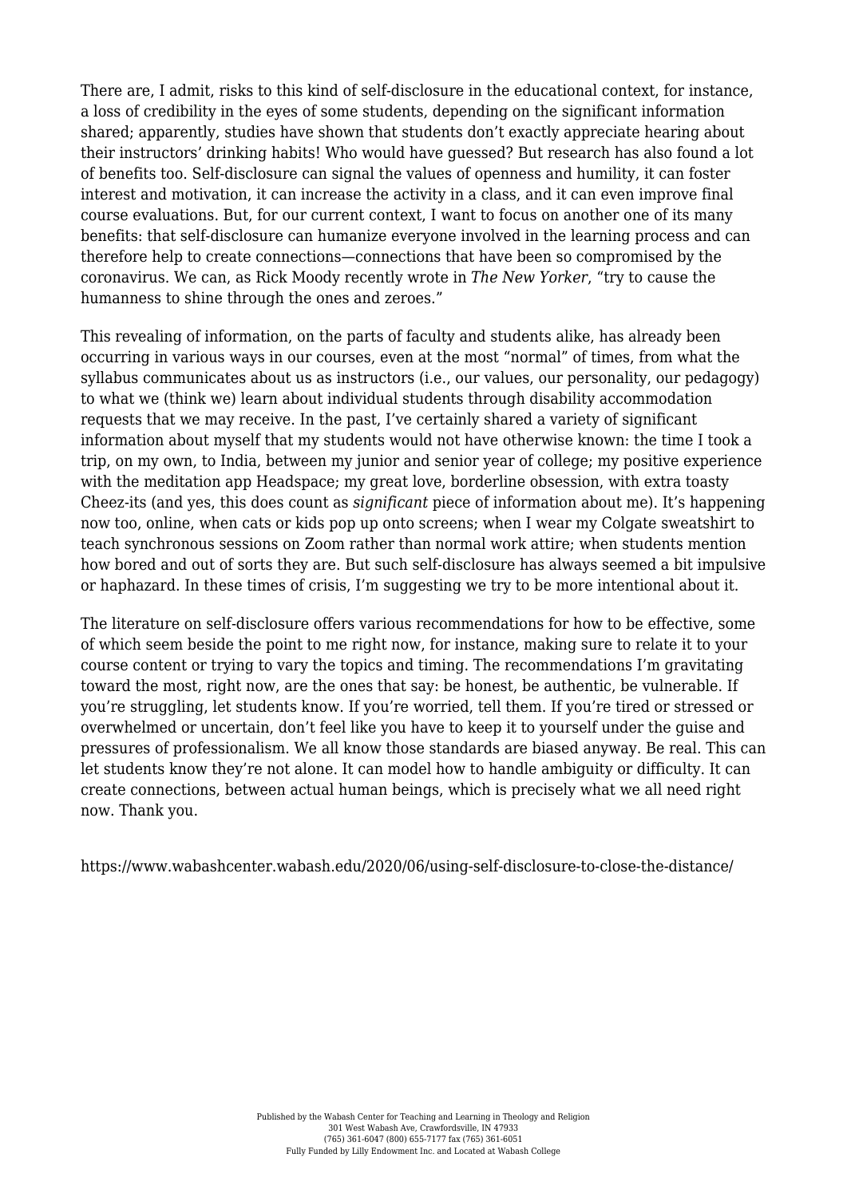There are, I admit, risks to this kind of self-disclosure in the educational context, for instance, a loss of credibility in the eyes of some students, depending on the significant information shared; apparently, studies have shown that students don't exactly appreciate hearing about their instructors' drinking habits! Who would have guessed? But research has also found a lot of benefits too. Self-disclosure can signal the values of openness and humility, it can foster interest and motivation, it can increase the activity in a class, and it can even improve final course evaluations. But, for our current context, I want to focus on another one of its many benefits: that self-disclosure can humanize everyone involved in the learning process and can therefore help to create connections—connections that have been so compromised by the coronavirus. We can, as Rick Moody recently wrote in *The New Yorker*, "try to cause the humanness to shine through the ones and zeroes."

This revealing of information, on the parts of faculty and students alike, has already been occurring in various ways in our courses, even at the most "normal" of times, from what the syllabus communicates about us as instructors (i.e., our values, our personality, our pedagogy) to what we (think we) learn about individual students through disability accommodation requests that we may receive. In the past, I've certainly shared a variety of significant information about myself that my students would not have otherwise known: the time I took a trip, on my own, to India, between my junior and senior year of college; my positive experience with the meditation app Headspace; my great love, borderline obsession, with extra toasty Cheez-its (and yes, this does count as *significant* piece of information about me). It's happening now too, online, when cats or kids pop up onto screens; when I wear my Colgate sweatshirt to teach synchronous sessions on Zoom rather than normal work attire; when students mention how bored and out of sorts they are. But such self-disclosure has always seemed a bit impulsive or haphazard. In these times of crisis, I'm suggesting we try to be more intentional about it.

The literature on self-disclosure offers various recommendations for how to be effective, some of which seem beside the point to me right now, for instance, making sure to relate it to your course content or trying to vary the topics and timing. The recommendations I'm gravitating toward the most, right now, are the ones that say: be honest, be authentic, be vulnerable. If you're struggling, let students know. If you're worried, tell them. If you're tired or stressed or overwhelmed or uncertain, don't feel like you have to keep it to yourself under the guise and pressures of professionalism. We all know those standards are biased anyway. Be real. This can let students know they're not alone. It can model how to handle ambiguity or difficulty. It can create connections, between actual human beings, which is precisely what we all need right now. Thank you.

https://www.wabashcenter.wabash.edu/2020/06/using-self-disclosure-to-close-the-distance/